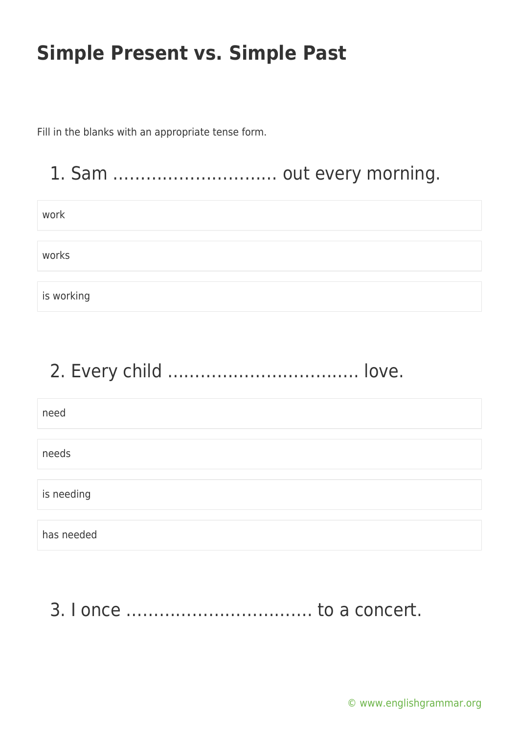# Simple Present vs. Simple Past

Fill in the blanks with an appropriate tense form.

## 1. Sam ………………………… out every morning.

- work
- works
- is working

## 2. Every child ……………………………. love.

- need
- needs
- is needing
- has needed

## 3. I once ……………………………. to a concert.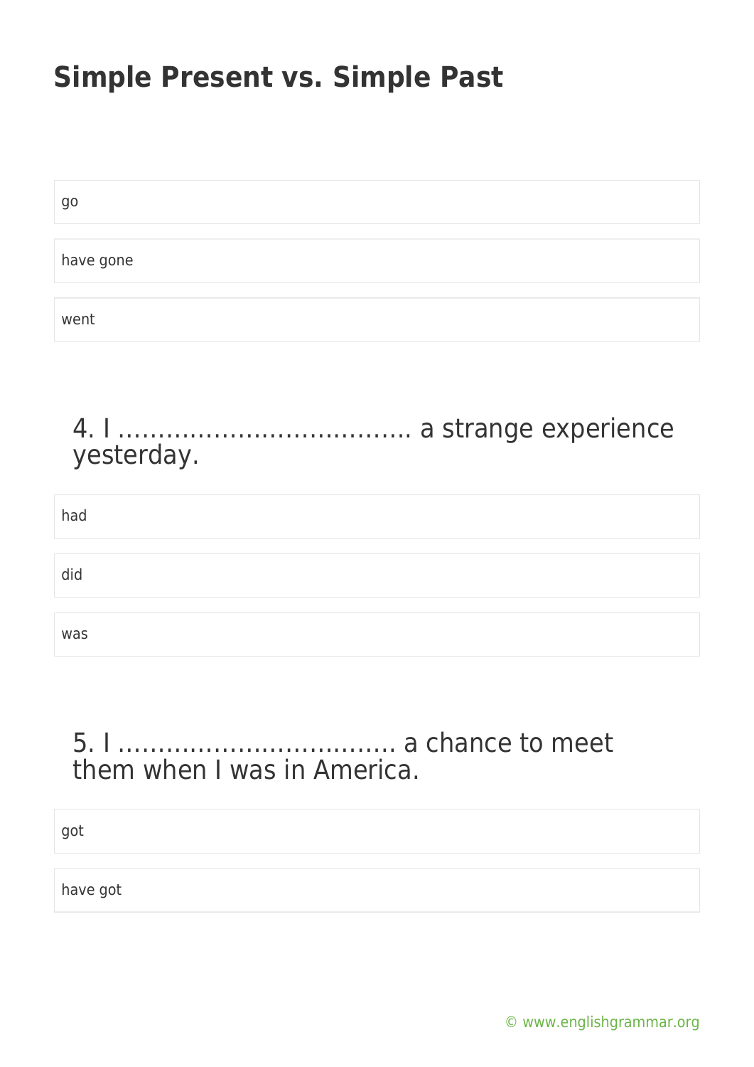# Simple Present vs. Simple Past

go

have gone

went

## 4. I ……………………………… a strange experience yesterday.

had

did

was

## 5. I ……………………………. a chance to meet them when I was in America.

got

have got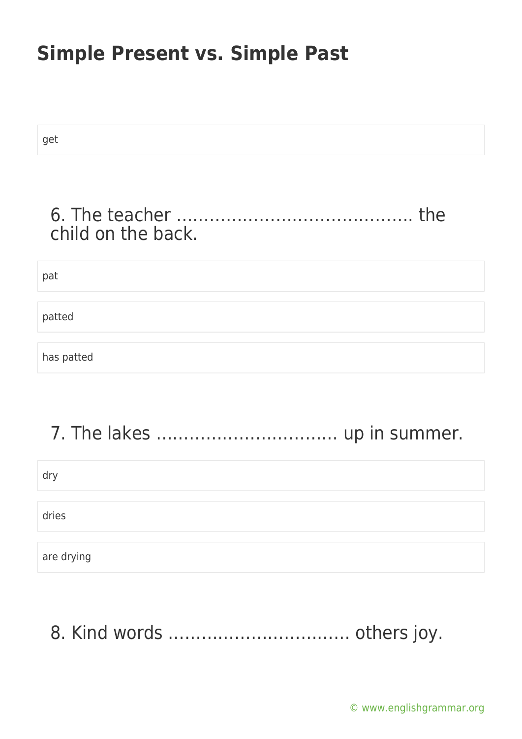get

6. The teacher …………………………………… the child on the back.

pat

patted

has patted

7. The lakes …………………………. up in summer.

dry

dries

are drying

8. Kind words ………………………….. others joy.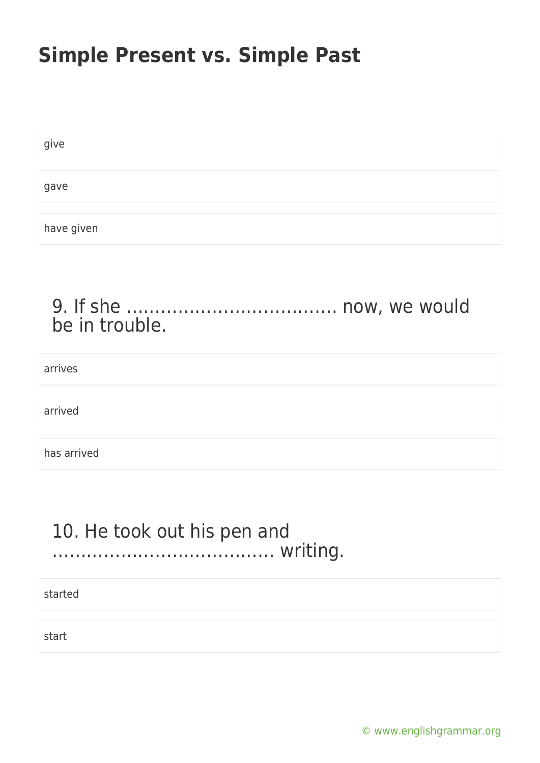# Simple Present vs. Simple Past

give

gave

have given

9. If she ………………………………. now, we would be in trouble.

arrives

arrived

has arrived

10. He took out his pen and ………………………………… writing.

started

start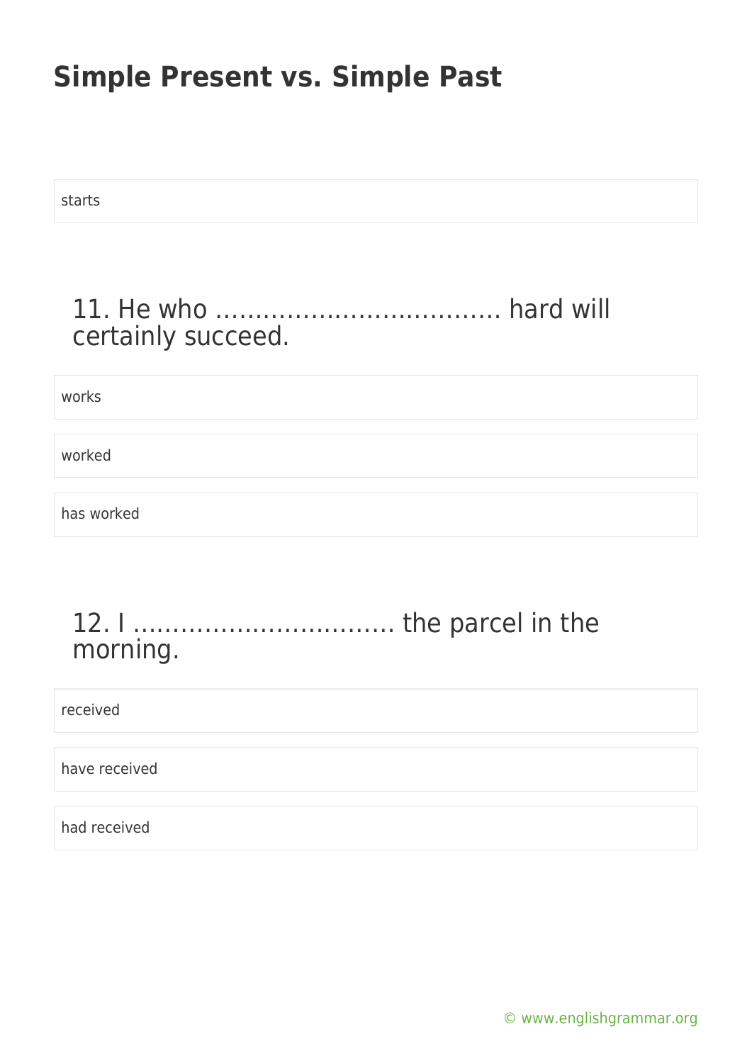starts

## 11. He who ……………………………. hard will certainly succeed.

works

worked

has worked

## 12. I ………………………….. the parcel in the morning.

received

have received

had received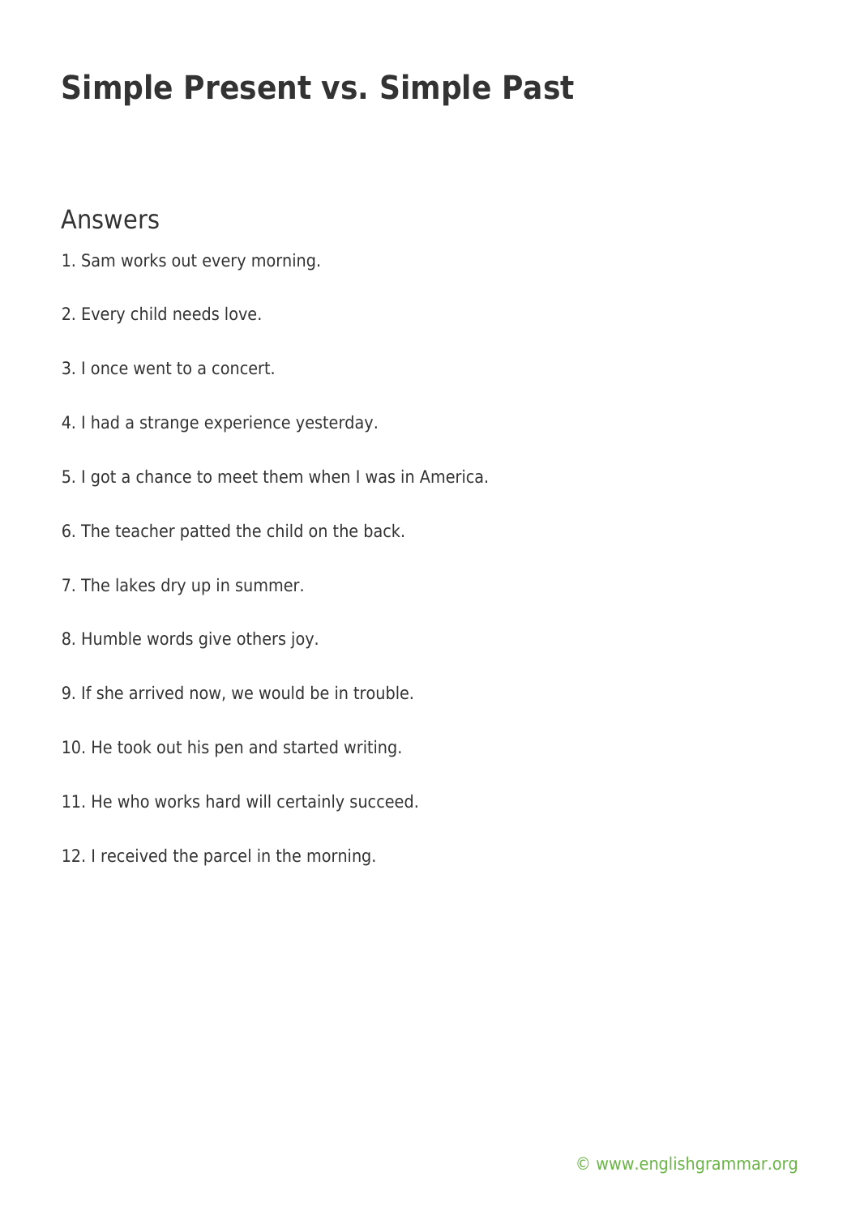# Simple Present vs. Simple Past

## Answers

1. Sam works out every morning.

2. Every child needs love.

3. I once went to a concert.

4. I had a strange experience yesterday.

5. I got a chance to meet them when I was in America.

6. The teacher patted the child on the back.

7. The lakes dry up in summer.

8. Humble words give others joy.

9. If she arrived now, we would be in trouble.

10. He took out his pen and started writing.

11. He who works hard will certainly succeed.

12. I received the parcel in the morning.

© www.englishgrammar.org